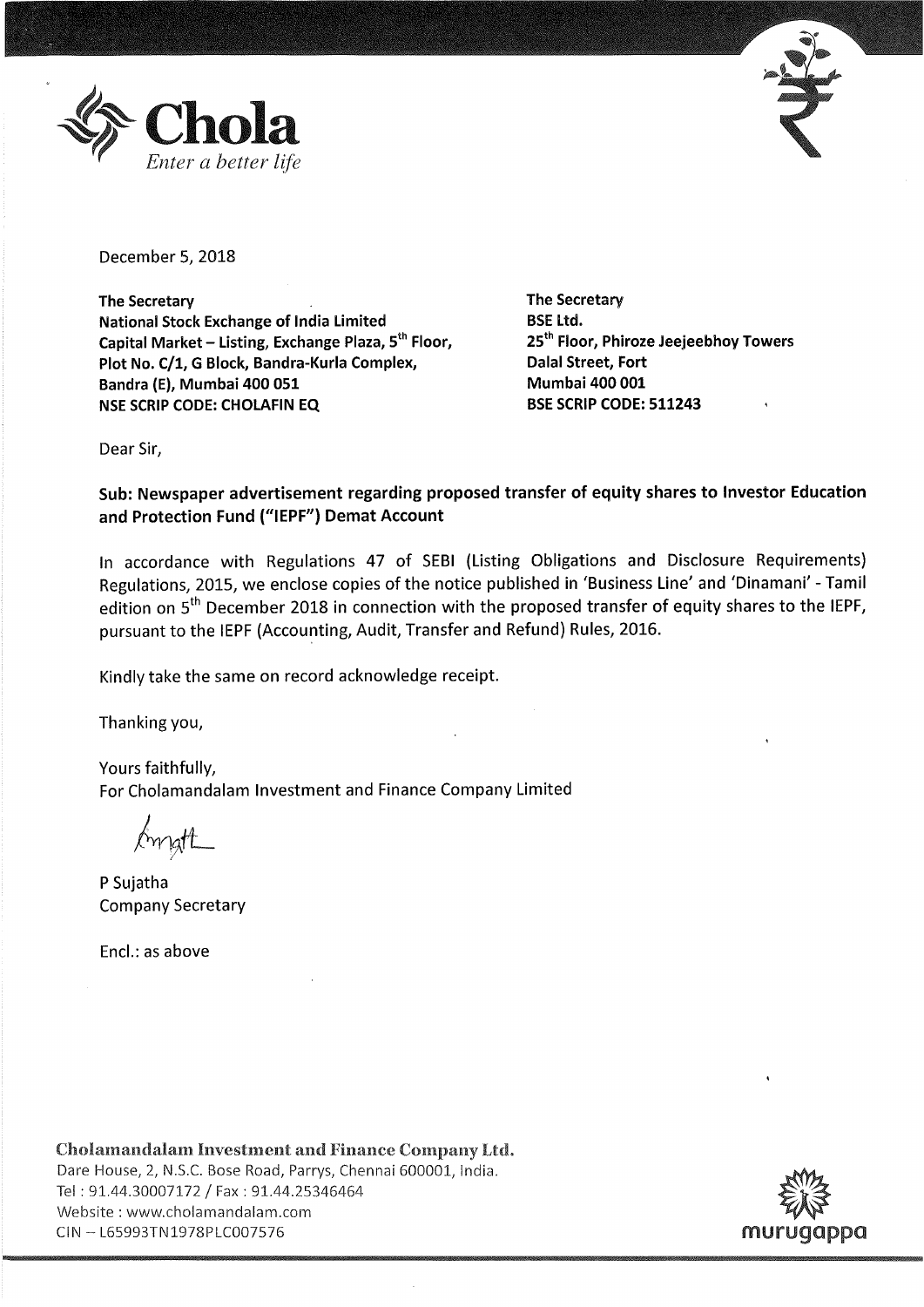**Chola**
*Enter a better life*

December 5, 2018

**The Secretary**
**National Stock Exchange of India Limited**
**Capital Market – Listing, Exchange Plaza, 5th Floor,**
**Plot No. C/1, G Block, Bandra-Kurla Complex,**
**Bandra (E), Mumbai 400 051**
**NSE SCRIP CODE: CHOLAFIN EQ**

**The Secretary**
**BSE Ltd.**
**25th Floor, Phiroze Jeejeebhoy Towers**
**Dalal Street, Fort**
**Mumbai 400 001**
**BSE SCRIP CODE: 511243**

Dear Sir,

**Sub: Newspaper advertisement regarding proposed transfer of equity shares to Investor Education and Protection Fund ("IEPF") Demat Account**

In accordance with Regulations 47 of SEBI (Listing Obligations and Disclosure Requirements) Regulations, 2015, we enclose copies of the notice published in 'Business Line' and 'Dinamani' - Tamil edition on 5th December 2018 in connection with the proposed transfer of equity shares to the IEPF, pursuant to the IEPF (Accounting, Audit, Transfer and Refund) Rules, 2016.

Kindly take the same on record acknowledge receipt.

Thanking you,

Yours faithfully,
For Cholamandalam Investment and Finance Company Limited

P Sujatha
Company Secretary

Encl.: as above

**Cholamandalam Investment and Finance Company Ltd.**
Dare House, 2, N.S.C. Bose Road, Parrys, Chennai 600001, India.
Tel : 91.44.30007172 / Fax : 91.44.25346464
Website : www.cholamandalam.com
CIN – L65993TN1978PLC007576

murugappa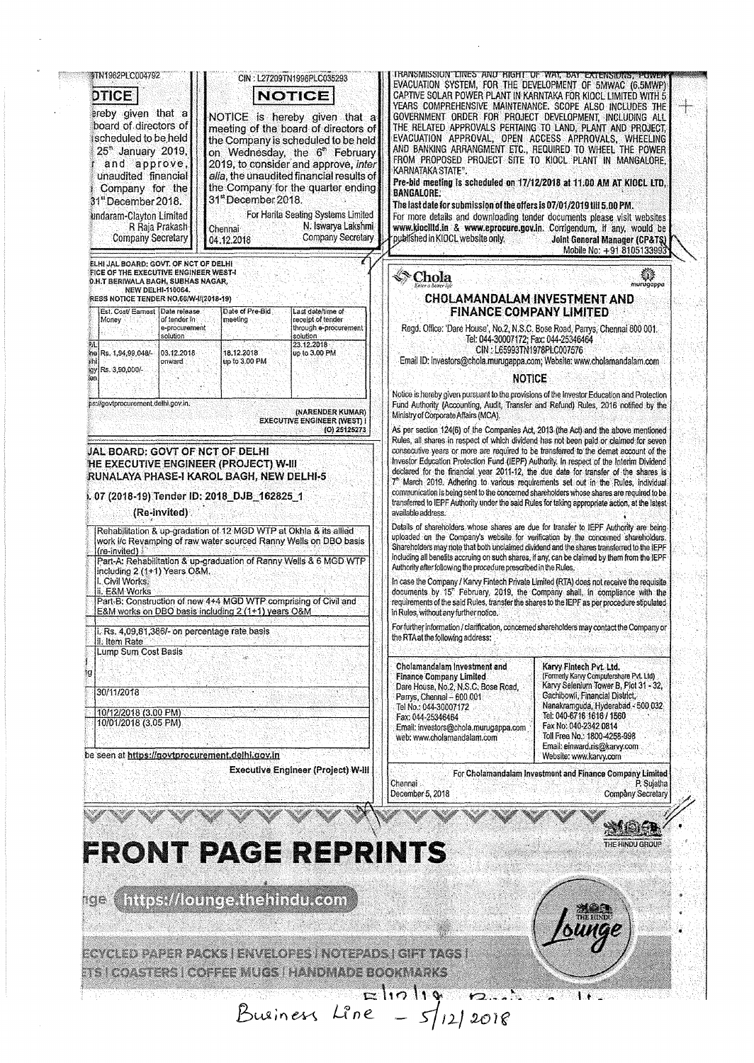TN1962PLC004792

# NOTICE

...ereby given that a ...board of directors of ...scheduled to be held 25th January 2019, ...and approve, ...unaudited financial ...Company for the 31st December 2018.

...undaram-Clayton Limited
R Raja Prakash
Company Secretary

CIN : L27209TN1998PLC035293

# NOTICE

NOTICE is hereby given that a meeting of the board of directors of the Company is scheduled to be held on Wednesday, the 6th February 2019, to consider and approve, *inter alia*, the unaudited financial results of the Company for the quarter ending 31st December 2018.

For Harita Seating Systems Limited
N. Iswarya Lakshmi
Company Secretary

Chennai
04.12.2018

TRANSMISSION LINES AND RIGHT OF WAY, BAY EXTENSIONS, POWER EVACUATION SYSTEM, FOR THE DEVELOPMENT OF 5MWAC (6.5MWP) CAPTIVE SOLAR POWER PLANT IN KARNTAKA FOR KIOCL LIMITED WITH 5 YEARS COMPREHENSIVE MAINTENANCE. SCOPE ALSO INCLUDES THE GOVERNMENT ORDER FOR PROJECT DEVELOPMENT, INCLUDING ALL THE RELATED APPROVALS PERTAINING TO LAND, PLANT AND PROJECT, EVACUATION APPROVAL, OPEN ACCESS APPROVALS, WHEELING AND BANKING ARRANGMENT ETC., REQUIRED TO WHEEL THE POWER FROM PROPOSED PROJECT SITE TO KIOCL PLANT IN MANGALORE, KARNATAKA STATE".

**Pre-bid meeting is scheduled on 17/12/2018 at 11.00 AM AT KIOCL LTD, BANGALORE.**

**The last date for submission of the offers is 07/01/2019 till 5.00 PM.**

For more details and downloading tender documents please visit websites **www.kioclltd.in** & **www.eprocure.gov.in**. Corrigendum, if any, would be published in KIOCL website only.

**Joint General Manager (CP&TS)**
Mobile No: +91 8105133993

**...ELHI JAL BOARD: GOVT. OF NCT OF DELHI**
**...FICE OF THE EXECUTIVE ENGINEER WEST-I**
**...D.H.T BERIWALA BAGH, SUBHAS NAGAR, NEW DELHI-110064.**
**...RESS NOTICE TENDER NO.66/W-I/(2018-19)**

| | Est. Cost/ Earnest Money | Date release of tender in e-procurement solution | Date of Pre-Bid meeting | Last date/time of receipt of tender through e-procurement solution |
|---|---|---|---|---|
| ... | Rs. 1,94,99,048/- Rs. 3,90,000/- | 03.12.2018 onward | 18.12.2018 up to 3.00 PM | 23.12.2018 up to 3.00 PM |

...s://govtprocurement.delhi.gov.in.

(NARENDER KUMAR)
EXECUTIVE ENGINEER (WEST) I
(O) 25125273

**...JAL BOARD: GOVT OF NCT OF DELHI**
**...HE EXECUTIVE ENGINEER (PROJECT) W-III**
**...RUNALAYA PHASE-I KAROL BAGH, NEW DELHI-5**

**... 07 (2018-19) Tender ID: 2018_DJB_162825_1**

**(Re-invited)**

| | |
|---|---|
| | Rehabilitation & up-gradation of 12 MGD WTP at Okhla & its allied work i/c Revamping of raw water sourced Ranny Wells on DBO basis (re-invited) |
| | Part-A: Rehabilitation & up-graduation of Ranny Wells & 6 MGD WTP including 2 (1+1) Years O&M. I. Civil Works. ii. E&M Works |
| | Part-B: Construction of new 4+4 MGD WTP comprising of Civil and E&M works on DBO basis including 2 (1+1) years O&M |
| | i. Rs. 4,09,81,386/- on percentage rate basis ii. Item Rate |
| | Lump Sum Cost Basis |
| ...g | |
| | 30/11/2018 |
| | 10/12/2018 (3.00 PM) |
| | 10/01/2018 (3.05 PM) |

...be seen at **https://govtprocurement.delhi.gov.in**

**Executive Engineer (Project) W-III**

Chola — Enter a better life — murugappa

## CHOLAMANDALAM INVESTMENT AND FINANCE COMPANY LIMITED

Regd. Office: 'Dare House', No.2, N.S.C. Bose Road, Parrys, Chennai 600 001.
Tel: 044-30007172; Fax: 044-25346464
CIN : L65993TN1978PLC007576
Email ID: investors@chola.murugappa.com; Website: www.cholamandalam.com

### NOTICE

Notice is hereby given pursuant to the provisions of the Investor Education and Protection Fund Authority (Accounting, Audit, Transfer and Refund) Rules, 2016 notified by the Ministry of Corporate Affairs (MCA).

As per section 124(6) of the Companies Act, 2013 (the Act) and the above mentioned Rules, all shares in respect of which dividend has not been paid or claimed for seven consecutive years or more are required to be transferred to the demat account of the Investor Education Protection Fund (IEPF) Authority. In respect of the Interim Dividend declared for the financial year 2011-12, the due date for transfer of the shares is 7th March 2019. Adhering to various requirements set out in the Rules, individual communication is being sent to the concerned shareholders whose shares are required to be transferred to IEPF Authority under the said Rules for taking appropriate action, at the latest available address.

Details of shareholders whose shares are due for transfer to IEPF Authority are being uploaded on the Company's website for verification by the concerned shareholders. Shareholders may note that both unclaimed dividend and the shares transferred to the IEPF including all benefits accruing on such shares, if any, can be claimed by them from the IEPF Authority after following the procedure prescribed in the Rules.

In case the Company / Karvy Fintech Private Limited (RTA) does not receive the requisite documents by 15th February, 2019, the Company shall, in compliance with the requirements of the said Rules, transfer the shares to the IEPF as per procedure stipulated in Rules, without any further notice.

For further information / clarification, concerned shareholders may contact the Company or the RTA at the following address:

| Cholamandalam Investment and Finance Company Limited | Karvy Fintech Pvt. Ltd. |
|---|---|
| Dare House, No.2, N.S.C. Bose Road, Parrys, Chennai – 600 001 | (Formerly Karvy Computershare Pvt. Ltd) Karvy Selenium Tower B, Plot 31 - 32, Gachibowli, Financial District, Nanakramguda, Hyderabad - 500 032 |
| Tel No.: 044-30007172 | Tel: 040-6716 1616 / 1560 |
| Fax: 044-25346464 | Fax No: 040-2342 0814 |
| Email: investors@chola.murugappa.com | Toll Free No.: 1800-4258-998 |
| web: www.cholamandalam.com | Email: einward.ris@karvy.com |
| | Website: www.karvy.com |

For Cholamandalam Investment and Finance Company Limited
P. Sujatha
Company Secretary

Chennai
December 5, 2018

# FRONT PAGE REPRINTS

THE HINDU GROUP

...ge https://lounge.thehindu.com

...ECYCLED PAPER PACKS | ENVELOPES | NOTEPADS | GIFT TAGS |
...ETS | COASTERS | COFFEE MUGS | HANDMADE BOOKMARKS

THE HINDU Lounge

Business Line – 5/12/2018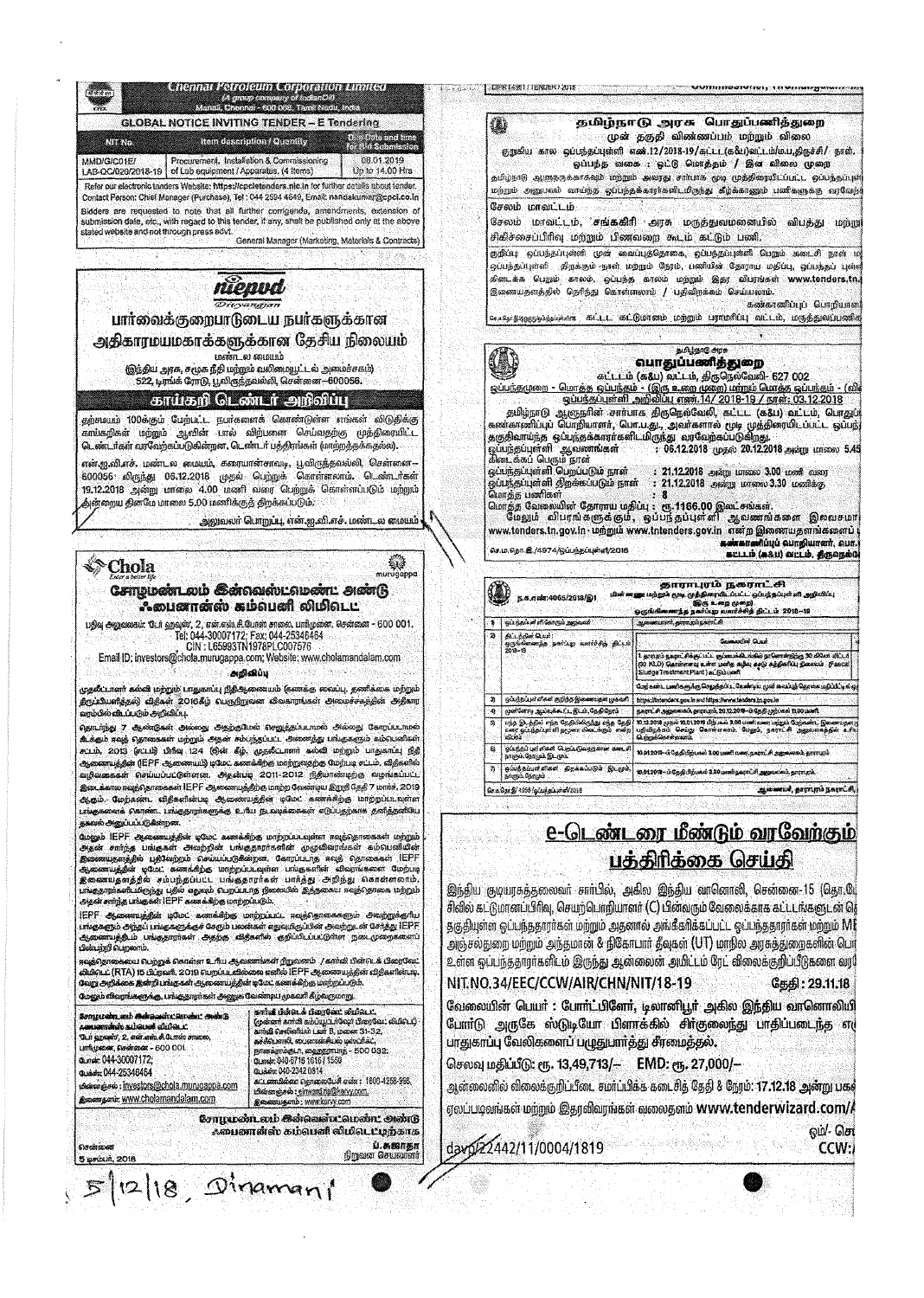## Chennai Petroleum Corporation Limited
(A group company of IndianOil)
Manali, Chennai - 600 068, Tamil Nadu, India

### GLOBAL NOTICE INVITING TENDER – E Tendering

| NIT No. | Item description / Quantity | Due Date and time for Bid Submission |
| --- | --- | --- |
| MMD/G/C01E/ LAB-QC/020/2018-19 | Procurement, Installation & Commissioning of Lab equipment / Apparatus. (4 items) | 08.01.2019 Up to 14.00 Hrs |

Refer our electronic tenders Website: https://cpcletenders.nic.in for further details about tender. Contact Person: Chief Manager (Purchase), Tel : 044 2594 4649, Email: nandakumar@cpcl.co.in

Bidders are requested to note that all further corrigenda, amendments, extension of submission date, etc., with regard to this tender, if any, shall be published only at the above stated website and not through press advt.

General Manager (Marketing, Materials & Contracts)

---

## niepvd
Divyangjan

### பார்வைக்குறைபாடுடைய நபர்களுக்கான அதிகாரமயமாக்கலுக்கான தேசிய நிலையம்
மண்டல மையம்

(இந்திய அரசு, சமூக நீதி மற்றும் வலிமையூட்டல் அமைச்சகம்)
522, டிரங்க் ரோடு, பூவிருந்தவல்லி, சென்னை–600056.

### காய்கறி டெண்டர் அறிவிப்பு

தற்சமயம் 100க்கும் மேற்பட்ட நபர்களை கொண்டுள்ள எங்கள் விடுதிக்கு காய்கறிகள் மற்றும் ஆவின் பால் விநியோகம் செய்வதற்கு முத்திரையிடப்பட்ட டெண்டர்கள் வரவேற்கப்படுகின்றன. டெண்டர் பத்திரங்கள் (மாற்றத்தக்கதல்ல).

என்.ஐ.வி.எச். மண்டல மையம், கரையான்சாவடி, பூவிருந்தவல்லி, சென்னை–600056 லிருந்து 06.12.2018 முதல் பெற்றுக் கொள்ளலாம். டெண்டர்கள் 19.12.2018 அன்று மாலை 4.00 மணி வரை பெற்றுக் கொள்ளப்படும் மற்றும் அன்றைய தினமே மாலை 5.00 மணிக்குத் திறக்கப்படும்.

அலுவலர் பொறுப்பு, என்.ஐ.வி.எச். மண்டல மையம்

---

## Chola
Enter a better life — murugappa

### சோழமண்டலம் இன்வெஸ்ட்மெண்ட் அண்டு ஃபைனான்ஸ் கம்பெனி லிமிடெட்

பதிவு அலுவலகம்: 'டேர் ஹவுஸ்', 2, என்.எஸ்.சி.போஸ் சாலை, பாரிமுனை, சென்னை - 600 001. Tel: 044-30007172; Fax: 044-25346464 CIN : L65993TN1978PLC007576
Email ID; investors@chola.murugappa.com; Website: www.cholamandalam.com

#### அறிவிப்பு

முதலீட்டாளர் கல்வி மற்றும் பாதுகாப்பு நிதிஆணையம் (கணக்கு, வைப்பு, தணிக்கை மற்றும் திருப்பியளித்தல்) விதிகள் 2016கீழ் பெருநிறுவன விவகாரங்கள் அமைச்சகத்தின் அதிகார வரம்பில் வெளியிடும் அறிவிப்பு.

தொடர்ந்து 7 ஆண்டுகள் அல்லது அதற்குமேல் செலுத்தப்படாமல் அல்லது கோரப்படாமல் இருக்கும் ஈவுத் தொகைகள் மற்றும் அதன் சம்பந்தப்பட்ட அனைத்து பங்குகளும் கம்பெனிகள் சட்டம், 2013 (சட்டம்) பிரிவு 124 (6)ன் கீழ், முதலீட்டாளர் கல்வி மற்றும் பாதுகாப்பு நிதி ஆணையத்தின் (IEPF ஆணையம்) டிமேட் கணக்கிற்கு மாற்றுவதற்கு மேற்படி சட்டம், விதிகளில் வழிவகைகள் செய்யப்பட்டுள்ளன. அதன்படி 2011-2012 நிதியாண்டிற்கு வழங்கப்பட்ட இடைக்கால ஈவுத்தொகைகள் IEPF ஆணையத்திற்கு மாற்ற வேண்டிய இறுதி தேதி 7 மார்ச், 2019 ஆகும். மேற்கண்ட விதிகளின்படி டிமேட் கணக்கிற்கு மாற்றப்படவுள்ள பங்குகளைக் கொண்ட பங்குதாரர்களுக்கு உரிய நடவடிக்கைகள் எடுப்பதற்காக தனித்தனியே தகவல் அனுப்பப்பட்டுள்ளன.

மேலும் IEPF ஆணையத்தின் டிமேட் கணக்கிற்கு மாற்றப்படவுள்ள ஈவுத்தொகைகள் மற்றும் அதன் சார்ந்த பங்குகள் அவற்றின் பங்குதாரர்களின் முழுவிவரங்கள் கம்பெனியின் இணையதளத்தில் பதிவேற்றம் செய்யப்படுகின்றன. கோரப்படாத ஈவுத் தொகைகள் IEPF ஆணையத்தின் டிமேட் கணக்கிற்கு மாற்றப்படவுள்ள பங்குகளின் விவரங்களை மேற்படி இணையதளத்தில் சம்பந்தப்பட்ட பங்குதாரர்கள் பார்த்து அறிந்து கொள்ளலாம். பங்குதாரர்களிடமிருந்து பதில் ஏதும் பெறப்படாத நிலையில் இந்தகைய ஈவுத்தொகை மற்றும் அதன் சார்ந்த பங்குகள் IEPF கணக்கிற்கு மாற்றப்படும்.

IEPF ஆணையத்தின் டிமேட் கணக்கிற்கு மாற்றப்பட்ட ஈவுத்தொகைகளும், அவற்றுக்குரிய பங்குகளும் அந்தப் பங்குகளுக்குச் சேரும் பலன்கள் ஏதுமிருப்பின் அவற்றுடன் சேர்த்து IEPF ஆணையத்திடம் பங்குதாரர்கள் அதற்கு விதிகளில் குறிப்பிடப்பட்டுள்ள நடைமுறைகளைப் பின்பற்றி பெறலாம்.

ஈவுத்தொகையை பெற்றுக் கொள்ள உரிய ஆவணங்கள் நிறுவனம் / கார்வி பின்டெக் பிரைவேட் லிமிடெட் (RTA) 15 பிப்ரவரி, 2019 பெறப்படவில்லை எனில் IEPF ஆணையத்தின் விதிகளின்படி, வேறு அறிவிக்கை இன்றி பங்குகள் ஆணையத்தின் டிமேட் கணக்கிற்கு மாற்றப்படும்.

மேலும் விவரங்களுக்கு, பங்குதாரர்கள் அணுக வேண்டிய முகவரி கீழ்கருமாறு:

| | |
| --- | --- |
| சோழமண்டலம் இன்வெஸ்ட்மெண்ட் அண்டு ஃபைனான்ஸ் கம்பெனி லிமிடெட் 'டேர் ஹவுஸ்', 2, என்.எஸ்.சி.போஸ் சாலை, பாரிமுனை, சென்னை - 600 001. போன்: 044-30007172; பேக்ஸ்: 044-25346464 மின்னஞ்சல் : investors@chola.murugappa.com இணையதளம்: www.cholamandalam.com | கார்வி பின்டெக் பிரைவேட் லிமிடெட் (முன்னர் கார்வி கம்ப்யூட்டர்ஷேர் பிரைவேட் லிமிடெட்) கார்வி செலீனியம் டவர் B, ப்ளாட் 31-32, கச்சிபௌலி, பைனான்ஷியல் டிஸ்ட்ரிக்ட், நானக்ராம்குடா, ஹைதராபாத் - 500 032. போன்: 040-6716 1616 / 1560 பேக்ஸ்: 040-2342 0814 கட்டணமில்லா தொலைபேசி எண் : 1800-4258-998, மின்னஞ்சல் : einward.ris@karvy.com இணையதளம் : www.karvy.com |

சோழமண்டலம் இன்வெஸ்ட்மெண்ட் அண்டு ஃபைனான்ஸ் கம்பெனி லிமிடெட்டிற்காக

சென்னை
5 டிசம்பர், 2018

பி. சுஜாதா
நிறுவன செயலாளர்

5|12|18, Dinamani

---

### தமிழ்நாடு அரசு பொதுப்பணித்துறை
முன் தகுதி விண்ணப்பம் மற்றும் விலை

குறுகிய கால ஒப்பந்தப்புள்ளி எண்.12/2018-19/கட்டட(க&ப)வட்டம்/ம.அ,திருச்சி/ நாள். ...

ஒப்பந்த வகை : ஒட்டு மொத்தம் / இன விலை முறை

தமிழ்நாடு ஆளுநருக்காகவும் மற்றும் அவருக்கு சார்பாக மூடி முத்திரையிடப்பட்ட ஒப்பந்தப்புள்ளி ... மற்றும் அனுபவம் வாய்ந்த ஒப்பந்தக்காரர்களிடமிருந்து கீழ்க்காணும் பணிகளுக்கு வரவேற்...

சேலம் மாவட்டம்

சேலம் மாவட்டம், சங்ககிரி அரசு மருத்துவமனையில் விபத்து மற்றும் சிகிச்சைப்பிரிவு மற்றும் பிணவறை கூடம் கட்டும் பணி.

குறிப்பு: ஒப்பந்தப்புள்ளி முன் வைப்புத்தொகை, ஒப்பந்தப்புள்ளி பெறும் கடைசி நாள் ம... ஒப்பந்தப்புள்ளி திறக்கும் நாள் மற்றும் நேரம், பணியின் தோராய மதிப்பு, ஒப்பந்தப் புள்ளி... கிடைக்க பெறும் காலம், ஒப்பந்த காலம் மற்றும் இதர விவரங்கள் www.tenders.tn.... இணையதளத்தில் தெரிந்து கொள்ளலாம் / பதிவிறக்கம் செய்யலாம்.

கண்காணிப்புப் பொறியாளர்

செ.ம.தொ.இ/... கட்டட கட்டுமானம் மற்றும் பராமரிப்பு வட்டம், மருத்துவப்பணிக...

---

தமிழ்நாடு அரசு

### பொதுப்பணித்துறை
கட்டடம் (க&ப) வட்டம், திருநெல்வேலி- 627 002

ஒப்பந்தமுறை - மொத்த ஒப்பந்தம் - (இரு உறை முறை) மற்றும் மொத்த ஒப்பந்தம் - (வி... ஒப்பந்தப்புள்ளி அறிவிப்பு எண்.14/ 2018-19 / நாள்: 03.12.2018

தமிழ்நாடு ஆளுநரின் சார்பாக திருநெல்வேலி, கட்டட (க&ப) வட்டம், பொதுப்... கண்காணிப்புப் பொறியாளர், பொ.ப.து., அவர்களால் மூடி முத்திரையிடப்பட்ட ஒப்பந்... தகுதிவாய்ந்த ஒப்பந்தக்காரர்களிடமிருந்து வரவேற்கப்படுகிறது.

ஒப்பந்தப்புள்ளி ஆவணங்கள் கிடைக்கப் பெறும் நாள் : 06.12.2018 முதல் 20.12.2018 அன்று மாலை 5.45

ஒப்பந்தப்புள்ளி பெறப்படும் நாள் : 21.12.2018 அன்று மாலை 3.00 மணி வரை

ஒப்பந்தப்புள்ளி திறக்கப்படும் நாள் : 21.12.2018 அன்று மாலை 3.30 மணிக்கு

மொத்த பணிகள் : 8

மொத்த வேலையின் தோராய மதிப்பு : ரூ.1166.00 இலட்சங்கள்.

மேலும் விபரங்களுக்கும், ஒப்பந்தப்புள்ளி ஆவணங்களை இலவசமா... www.tenders.tn.gov.in மற்றும் www.tntenders.gov.in என்ற இணையதளங்களைப் ...

கண்காணிப்புப் பொறியாளர், பொ.ப... கட்டடம் (க&ப) வட்டம், திருநெல்...

செ.ம.தொ.இ./4974/ஒப்பந்தப்புள்ளி/2018

---

### தாராபுரம் நகராட்சி

ந.க.எண்:4065/2018/இ1

மின் அணுவ மற்றும் மூடி முத்திரையிடப்பட்ட ஒப்பந்தப்புள்ளி அறிவிப்பு (இரு உறை முறை) ஒருங்கிணைந்த நகர்ப்புற வளர்ச்சித் திட்டம் 2018–19

| | | |
| --- | --- | --- |
| 1 | ஒப்பந்தப்புள்ளி கோரும் அலுவலர் | ஆணையாளர், தாராபுரம் நகராட்சி |
| 2 | திட்டத்தின் பெயர்: ஒருங்கிணைந்த நகர்ப்புற வளர்ச்சித் திட்டம் 2018-19 | வேலையின் பெயர் — 1. தாராபுரம் நகராட்சிக்குட்பட்ட ... 30 கிலோ லிட்டர் (30 KLD) கொள்ளளவு ... (Faecal Sludge Treatment Plant) ... |
| | | மேற்கண்ட பணிகளுக்கு ... |
| 3 | ஒப்பந்தப்புள்ளிகள் குறித்த இணையதள முகவரி | https://tntenders.gov.in and https://www.tenders.tn.gov.in |
| 4 | முன்வைப்பு ஆவணங்கள், இடம், தேதி நேரம் | நகராட்சி அலுவலகம், தாராபுரம், 20.12.2018 - ம் தேதி முற்பகல் 11.00 மணி |
| 5 | ... | 10.12.2018 ... 10.01.2019 ... 3.00 மணி ... |
| 6 | ஒப்பந்தப் புள்ளிகளை பெறும் இடம் ... | 10.01.2019 - ம் தேதி பிற்பகல் 3.00 மணி வரை, நகராட்சி அலுவலகம், தாராபுரம் |
| 7 | ஒப்பந்தப்புள்ளிகள் திறக்கப்படும் இடம், நாள், நேரம் | 10.01.2019 - ம் தேதி பிற்பகல் 3.30 மணி நகராட்சி அலுவலகம், தாராபுரம் |

செ.ம.தொ.இ/ 4959 /ஒப்பந்தப்புள்ளி/2018

ஆணையர், தாராபுரம் நகராட்சி,

---

## e-டெண்டரை மீண்டும் வரவேற்கும் பத்திரிக்கை செய்தி

இந்திய குடியரசுத்தலைவர் சார்பில், அகில இந்திய வானொலி, சென்னை-15 (தொ.மே... சிவில் கட்டுமானப்பிரிவு, செயற்பொறியாளர் (C) பின்வரும் வேலைக்காக கட்டடங்களுடன் தொ... தகுதியுள்ள ஒப்பந்ததாரர்கள் மற்றும் அதனால் அங்கீகரிக்கப்பட்ட ஒப்பந்ததாரர்கள் மற்றும் ME... அஞ்சல்துறை மற்றும் அந்தமான் & நிகோபார் தீவுகள் (UT) மாநில அரசுத்துறைகளின் பொ... உள்ள ஒப்பந்ததாரர்களிடம் இருந்து ஆன்லைன் அயிட்டம் ரேட் விலைக்குறிப்பீடுகளை வரவ...

NIT.NO.34/EEC/CCW/AIR/CHN/NIT/18-19 தேதி: 29.11.18

வேலையின் பெயர் : போர்ட்பிளேர், டிலானிபூர் அகில இந்திய வானொலியி... போர்டு அருகே ஸ்டுடியோ பிளாக்கில் சிற்குலைந்து பாதிப்படைந்த எ... பாதுகாப்பு வேலிகளைப் பழுதுபார்த்து சீரமைத்தல்.

செலவு மதிப்பீடு: ரூ. 13,49,713/– EMD: ரூ. 27,000/–

ஆன்லைனில் விலைக்குறிப்பீடை சமர்ப்பிக்க கடைசித் தேதி & நேரம்: 17.12.18 அன்று பக... ஏலப்படிவங்கள் மற்றும் இதரவிவரங்கள் வலைதளம் www.tenderwizard.com/...

ஒம்/- செ... CCW:/...

davp/22442/11/0004/1819